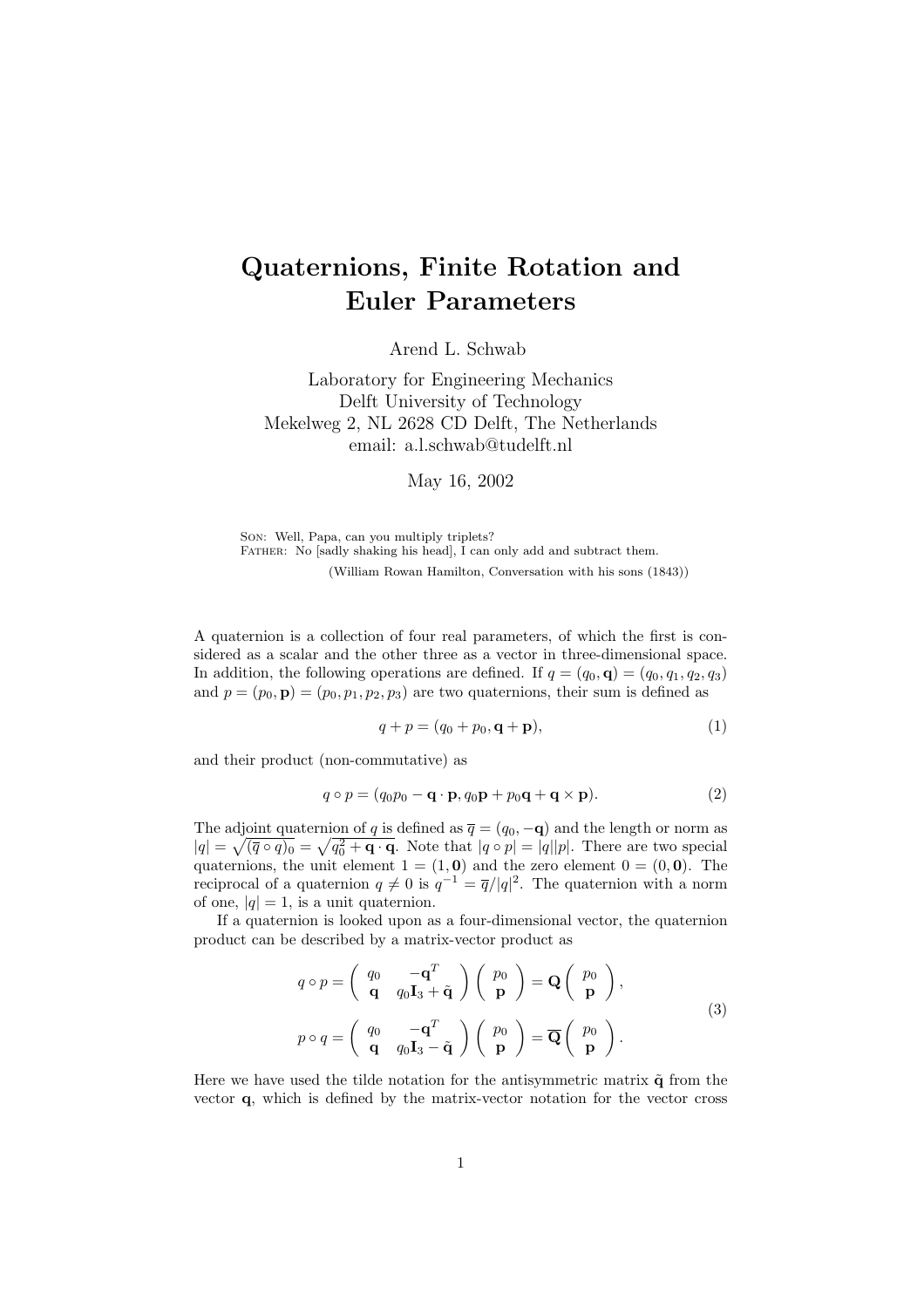# Quaternions, Finite Rotation and Euler Parameters

Arend L. Schwab

Laboratory for Engineering Mechanics
Delft University of Technology
Mekelweg 2, NL 2628 CD Delft, The Netherlands
email: a.l.schwab@tudelft.nl

May 16, 2002

Son: Well, Papa, can you multiply triplets?
Father: No [sadly shaking his head], I can only add and subtract them.

(William Rowan Hamilton, Conversation with his sons (1843))

A quaternion is a collection of four real parameters, of which the first is considered as a scalar and the other three as a vector in three-dimensional space. In addition, the following operations are defined. If $q = (q_0, \mathbf{q}) = (q_0, q_1, q_2, q_3)$ and $p = (p_0, \mathbf{p}) = (p_0, p_1, p_2, p_3)$ are two quaternions, their sum is defined as

$$q + p = (q_0 + p_0, \mathbf{q} + \mathbf{p}), \tag{1}$$

and their product (non-commutative) as

$$q \circ p = (q_0 p_0 - \mathbf{q} \cdot \mathbf{p}, q_0 \mathbf{p} + p_0 \mathbf{q} + \mathbf{q} \times \mathbf{p}). \tag{2}$$

The adjoint quaternion of $q$ is defined as $\overline{q} = (q_0, -\mathbf{q})$ and the length or norm as $|q| = \sqrt{(\overline{q} \circ q)_0} = \sqrt{q_0^2 + \mathbf{q} \cdot \mathbf{q}}$. Note that $|q \circ p| = |q||p|$. There are two special quaternions, the unit element $1 = (1, \mathbf{0})$ and the zero element $0 = (0, \mathbf{0})$. The reciprocal of a quaternion $q \neq 0$ is $q^{-1} = \overline{q}/|q|^2$. The quaternion with a norm of one, $|q| = 1$, is a unit quaternion.

If a quaternion is looked upon as a four-dimensional vector, the quaternion product can be described by a matrix-vector product as

$$\begin{aligned}
q \circ p &= \begin{pmatrix} q_0 & -\mathbf{q}^T \\ \mathbf{q} & q_0 \mathbf{I}_3 + \tilde{\mathbf{q}} \end{pmatrix} \begin{pmatrix} p_0 \\ \mathbf{p} \end{pmatrix} = \mathbf{Q} \begin{pmatrix} p_0 \\ \mathbf{p} \end{pmatrix}, \\
p \circ q &= \begin{pmatrix} q_0 & -\mathbf{q}^T \\ \mathbf{q} & q_0 \mathbf{I}_3 - \tilde{\mathbf{q}} \end{pmatrix} \begin{pmatrix} p_0 \\ \mathbf{p} \end{pmatrix} = \overline{\mathbf{Q}} \begin{pmatrix} p_0 \\ \mathbf{p} \end{pmatrix}.
\end{aligned} \tag{3}$$

Here we have used the tilde notation for the antisymmetric matrix $\tilde{\mathbf{q}}$ from the vector $\mathbf{q}$, which is defined by the matrix-vector notation for the vector cross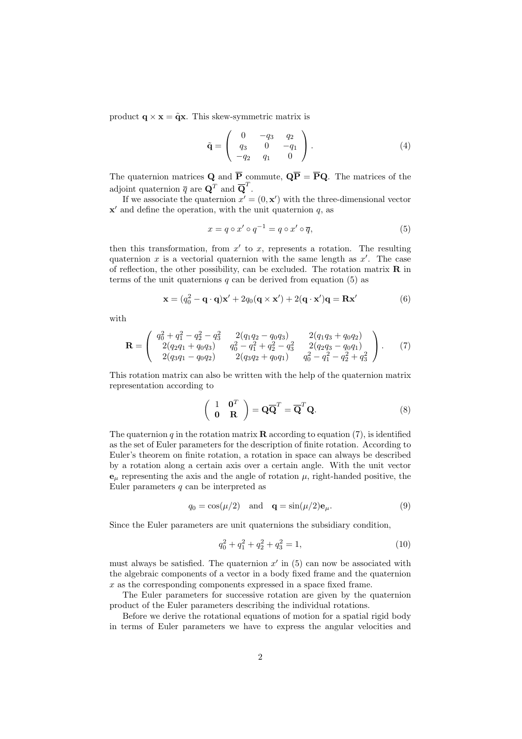product $\mathbf{q} \times \mathbf{x} = \tilde{\mathbf{q}}\mathbf{x}$. This skew-symmetric matrix is

$$\tilde{\mathbf{q}} = \begin{pmatrix} 0 & -q_3 & q_2 \\ q_3 & 0 & -q_1 \\ -q_2 & q_1 & 0 \end{pmatrix}. \tag{4}$$

The quaternion matrices $\mathbf{Q}$ and $\overline{\mathbf{P}}$ commute, $\mathbf{Q}\overline{\mathbf{P}} = \overline{\mathbf{P}}\mathbf{Q}$. The matrices of the adjoint quaternion $\overline{q}$ are $\mathbf{Q}^T$ and $\overline{\mathbf{Q}}^T$.

If we associate the quaternion $x' = (0, \mathbf{x}')$ with the three-dimensional vector $\mathbf{x}'$ and define the operation, with the unit quaternion $q$, as

$$x = q \circ x' \circ q^{-1} = q \circ x' \circ \overline{q}, \tag{5}$$

then this transformation, from $x'$ to $x$, represents a rotation. The resulting quaternion $x$ is a vectorial quaternion with the same length as $x'$. The case of reflection, the other possibility, can be excluded. The rotation matrix $\mathbf{R}$ in terms of the unit quaternions $q$ can be derived from equation (5) as

$$\mathbf{x} = (q_0^2 - \mathbf{q} \cdot \mathbf{q})\mathbf{x}' + 2q_0(\mathbf{q} \times \mathbf{x}') + 2(\mathbf{q} \cdot \mathbf{x}')\mathbf{q} = \mathbf{R}\mathbf{x}' \tag{6}$$

with

$$\mathbf{R} = \begin{pmatrix} q_0^2 + q_1^2 - q_2^2 - q_3^2 & 2(q_1 q_2 - q_0 q_3) & 2(q_1 q_3 + q_0 q_2) \\ 2(q_2 q_1 + q_0 q_3) & q_0^2 - q_1^2 + q_2^2 - q_3^2 & 2(q_2 q_3 - q_0 q_1) \\ 2(q_3 q_1 - q_0 q_2) & 2(q_3 q_2 + q_0 q_1) & q_0^2 - q_1^2 - q_2^2 + q_3^2 \end{pmatrix}. \tag{7}$$

This rotation matrix can also be written with the help of the quaternion matrix representation according to

$$\begin{pmatrix} 1 & \mathbf{0}^T \\ \mathbf{0} & \mathbf{R} \end{pmatrix} = \mathbf{Q}\overline{\mathbf{Q}}^T = \overline{\mathbf{Q}}^T\mathbf{Q}. \tag{8}$$

The quaternion $q$ in the rotation matrix $\mathbf{R}$ according to equation (7), is identified as the set of Euler parameters for the description of finite rotation. According to Euler's theorem on finite rotation, a rotation in space can always be described by a rotation along a certain axis over a certain angle. With the unit vector $\mathbf{e}_\mu$ representing the axis and the angle of rotation $\mu$, right-handed positive, the Euler parameters $q$ can be interpreted as

$$q_0 = \cos(\mu/2) \quad \text{and} \quad \mathbf{q} = \sin(\mu/2)\mathbf{e}_\mu. \tag{9}$$

Since the Euler parameters are unit quaternions the subsidiary condition,

$$q_0^2 + q_1^2 + q_2^2 + q_3^2 = 1, \tag{10}$$

must always be satisfied. The quaternion $x'$ in (5) can now be associated with the algebraic components of a vector in a body fixed frame and the quaternion $x$ as the corresponding components expressed in a space fixed frame.

The Euler parameters for successive rotation are given by the quaternion product of the Euler parameters describing the individual rotations.

Before we derive the rotational equations of motion for a spatial rigid body in terms of Euler parameters we have to express the angular velocities and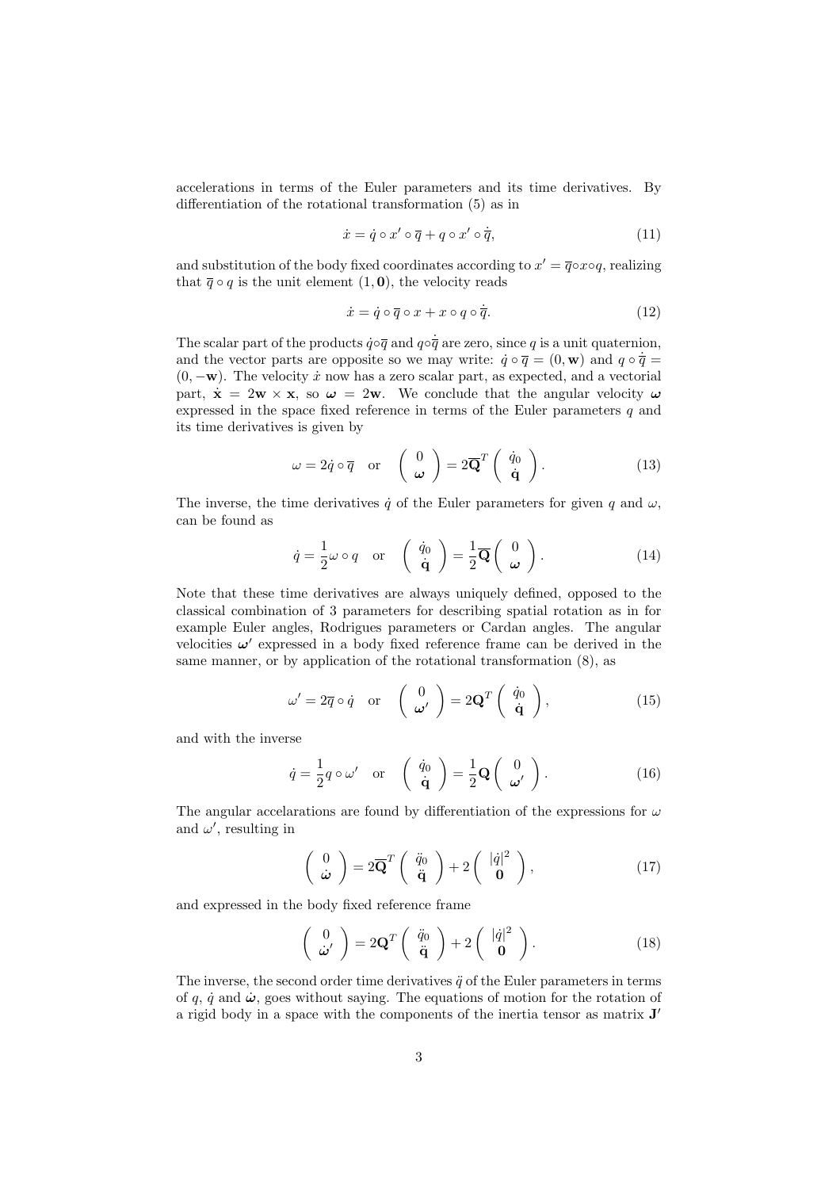accelerations in terms of the Euler parameters and its time derivatives. By differentiation of the rotational transformation (5) as in

$$\dot{x} = \dot{q} \circ x' \circ \overline{q} + q \circ x' \circ \dot{\overline{q}}, \tag{11}$$

and substitution of the body fixed coordinates according to $x' = \overline{q} \circ x \circ q$, realizing that $\overline{q} \circ q$ is the unit element $(1, \mathbf{0})$, the velocity reads

$$\dot{x} = \dot{q} \circ \overline{q} \circ x + x \circ q \circ \dot{\overline{q}}. \tag{12}$$

The scalar part of the products $\dot{q} \circ \overline{q}$ and $q \circ \dot{\overline{q}}$ are zero, since $q$ is a unit quaternion, and the vector parts are opposite so we may write: $\dot{q} \circ \overline{q} = (0, \mathbf{w})$ and $q \circ \dot{\overline{q}} = (0, -\mathbf{w})$. The velocity $\dot{x}$ now has a zero scalar part, as expected, and a vectorial part, $\dot{\mathbf{x}} = 2\mathbf{w} \times \mathbf{x}$, so $\boldsymbol{\omega} = 2\mathbf{w}$. We conclude that the angular velocity $\boldsymbol{\omega}$ expressed in the space fixed reference in terms of the Euler parameters $q$ and its time derivatives is given by

$$\omega = 2\dot{q} \circ \overline{q} \quad \text{or} \quad \begin{pmatrix} 0 \\ \boldsymbol{\omega} \end{pmatrix} = 2\overline{\mathbf{Q}}^T \begin{pmatrix} \dot{q}_0 \\ \dot{\mathbf{q}} \end{pmatrix}. \tag{13}$$

The inverse, the time derivatives $\dot{q}$ of the Euler parameters for given $q$ and $\omega$, can be found as

$$\dot{q} = \frac{1}{2} \omega \circ q \quad \text{or} \quad \begin{pmatrix} \dot{q}_0 \\ \dot{\mathbf{q}} \end{pmatrix} = \frac{1}{2} \overline{\mathbf{Q}} \begin{pmatrix} 0 \\ \boldsymbol{\omega} \end{pmatrix}. \tag{14}$$

Note that these time derivatives are always uniquely defined, opposed to the classical combination of 3 parameters for describing spatial rotation as in for example Euler angles, Rodrigues parameters or Cardan angles. The angular velocities $\boldsymbol{\omega}'$ expressed in a body fixed reference frame can be derived in the same manner, or by application of the rotational transformation (8), as

$$\omega' = 2\overline{q} \circ \dot{q} \quad \text{or} \quad \begin{pmatrix} 0 \\ \boldsymbol{\omega}' \end{pmatrix} = 2\mathbf{Q}^T \begin{pmatrix} \dot{q}_0 \\ \dot{\mathbf{q}} \end{pmatrix}, \tag{15}$$

and with the inverse

$$\dot{q} = \frac{1}{2} q \circ \omega' \quad \text{or} \quad \begin{pmatrix} \dot{q}_0 \\ \dot{\mathbf{q}} \end{pmatrix} = \frac{1}{2} \mathbf{Q} \begin{pmatrix} 0 \\ \boldsymbol{\omega}' \end{pmatrix}. \tag{16}$$

The angular accelarations are found by differentiation of the expressions for $\omega$ and $\omega'$, resulting in

$$\begin{pmatrix} 0 \\ \dot{\boldsymbol{\omega}} \end{pmatrix} = 2\overline{\mathbf{Q}}^T \begin{pmatrix} \ddot{q}_0 \\ \ddot{\mathbf{q}} \end{pmatrix} + 2 \begin{pmatrix} |\dot{q}|^2 \\ \mathbf{0} \end{pmatrix}, \tag{17}$$

and expressed in the body fixed reference frame

$$\begin{pmatrix} 0 \\ \dot{\boldsymbol{\omega}}' \end{pmatrix} = 2\mathbf{Q}^T \begin{pmatrix} \ddot{q}_0 \\ \ddot{\mathbf{q}} \end{pmatrix} + 2 \begin{pmatrix} |\dot{q}|^2 \\ \mathbf{0} \end{pmatrix}. \tag{18}$$

The inverse, the second order time derivatives $\ddot{q}$ of the Euler parameters in terms of $q$, $\dot{q}$ and $\dot{\boldsymbol{\omega}}$, goes without saying. The equations of motion for the rotation of a rigid body in a space with the components of the inertia tensor as matrix $\mathbf{J}'$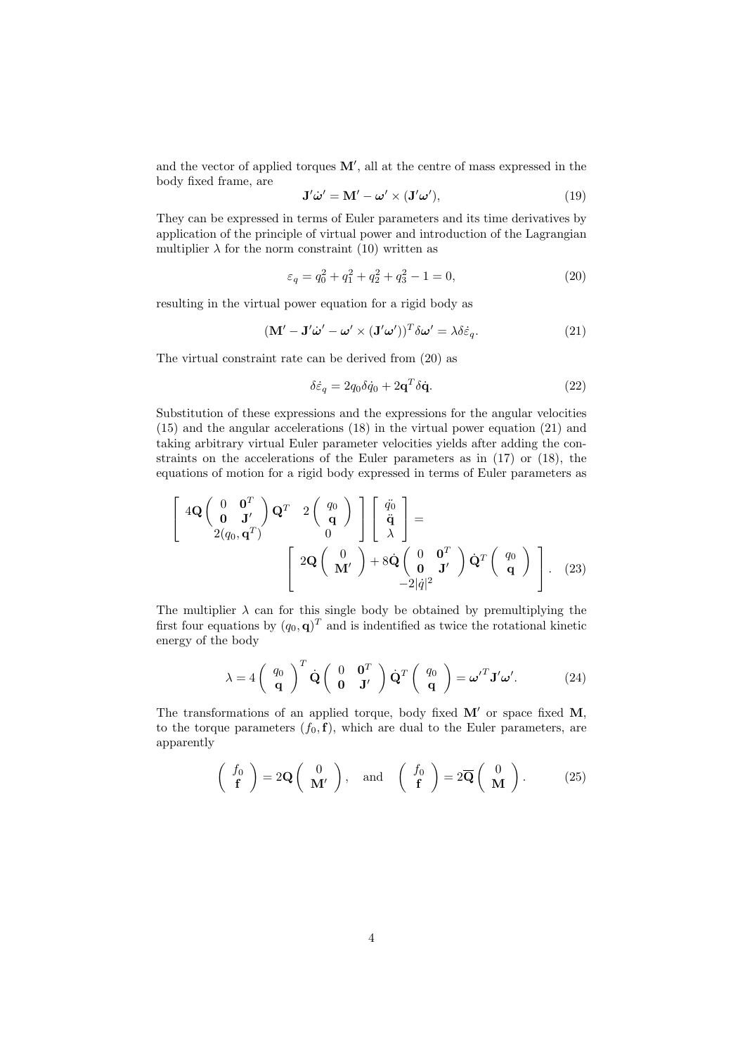and the vector of applied torques $\mathbf{M}'$, all at the centre of mass expressed in the body fixed frame, are

$$\mathbf{J}'\dot{\boldsymbol{\omega}}' = \mathbf{M}' - \boldsymbol{\omega}' \times (\mathbf{J}'\boldsymbol{\omega}'), \tag{19}$$

They can be expressed in terms of Euler parameters and its time derivatives by application of the principle of virtual power and introduction of the Lagrangian multiplier $\lambda$ for the norm constraint (10) written as

$$\varepsilon_q = q_0^2 + q_1^2 + q_2^2 + q_3^2 - 1 = 0, \tag{20}$$

resulting in the virtual power equation for a rigid body as

$$(\mathbf{M}' - \mathbf{J}'\dot{\boldsymbol{\omega}}' - \boldsymbol{\omega}' \times (\mathbf{J}'\boldsymbol{\omega}'))^T \delta\boldsymbol{\omega}' = \lambda \delta\dot{\varepsilon}_q. \tag{21}$$

The virtual constraint rate can be derived from (20) as

$$\delta\dot{\varepsilon}_q = 2q_0\delta\dot{q}_0 + 2\mathbf{q}^T\delta\dot{\mathbf{q}}. \tag{22}$$

Substitution of these expressions and the expressions for the angular velocities (15) and the angular accelerations (18) in the virtual power equation (21) and taking arbitrary virtual Euler parameter velocities yields after adding the constraints on the accelerations of the Euler parameters as in (17) or (18), the equations of motion for a rigid body expressed in terms of Euler parameters as

$$\begin{bmatrix} 4\mathbf{Q}\begin{pmatrix} 0 & \mathbf{0}^T \\ \mathbf{0} & \mathbf{J}' \end{pmatrix}\mathbf{Q}^T & 2\begin{pmatrix} q_0 \\ \mathbf{q} \end{pmatrix} \\ 2(q_0, \mathbf{q}^T) & 0 \end{bmatrix} \begin{bmatrix} \ddot{q}_0 \\ \ddot{\mathbf{q}} \\ \lambda \end{bmatrix} = \begin{bmatrix} 2\mathbf{Q}\begin{pmatrix} 0 \\ \mathbf{M}' \end{pmatrix} + 8\dot{\mathbf{Q}}\begin{pmatrix} 0 & \mathbf{0}^T \\ \mathbf{0} & \mathbf{J}' \end{pmatrix}\dot{\mathbf{Q}}^T\begin{pmatrix} q_0 \\ \mathbf{q} \end{pmatrix} \\ -2|\dot{q}|^2 \end{bmatrix}. \tag{23}$$

The multiplier $\lambda$ can for this single body be obtained by premultiplying the first four equations by $(q_0, \mathbf{q})^T$ and is indentified as twice the rotational kinetic energy of the body

$$\lambda = 4\begin{pmatrix} q_0 \\ \mathbf{q} \end{pmatrix}^T \dot{\mathbf{Q}}\begin{pmatrix} 0 & \mathbf{0}^T \\ \mathbf{0} & \mathbf{J}' \end{pmatrix}\dot{\mathbf{Q}}^T\begin{pmatrix} q_0 \\ \mathbf{q} \end{pmatrix} = \boldsymbol{\omega}'^T\mathbf{J}'\boldsymbol{\omega}'. \tag{24}$$

The transformations of an applied torque, body fixed $\mathbf{M}'$ or space fixed $\mathbf{M}$, to the torque parameters $(f_0, \mathbf{f})$, which are dual to the Euler parameters, are apparently

$$\begin{pmatrix} f_0 \\ \mathbf{f} \end{pmatrix} = 2\mathbf{Q}\begin{pmatrix} 0 \\ \mathbf{M}' \end{pmatrix}, \quad \text{and} \quad \begin{pmatrix} f_0 \\ \mathbf{f} \end{pmatrix} = 2\overline{\mathbf{Q}}\begin{pmatrix} 0 \\ \mathbf{M} \end{pmatrix}. \tag{25}$$